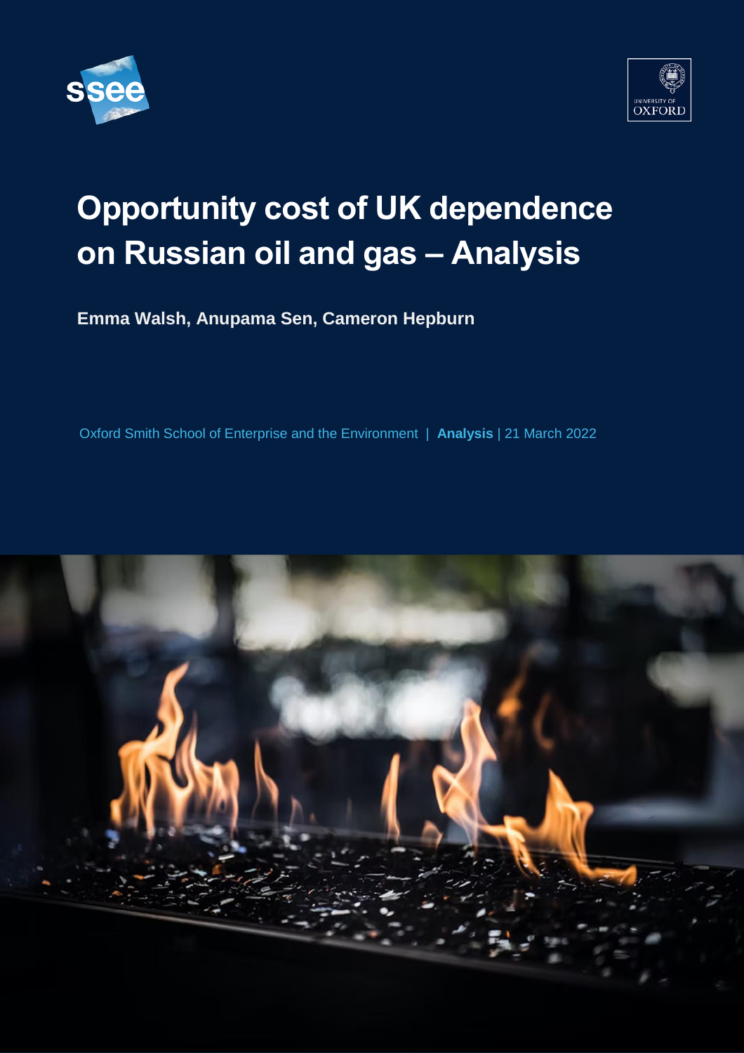# Opportunity cost of UK dependence on Russian oil and gas – Analysis

**Emma Walsh, Anupama Sen, Cameron Hepburn**

Oxford Smith School of Enterprise and the Environment | **Analysis** | 21 March 2022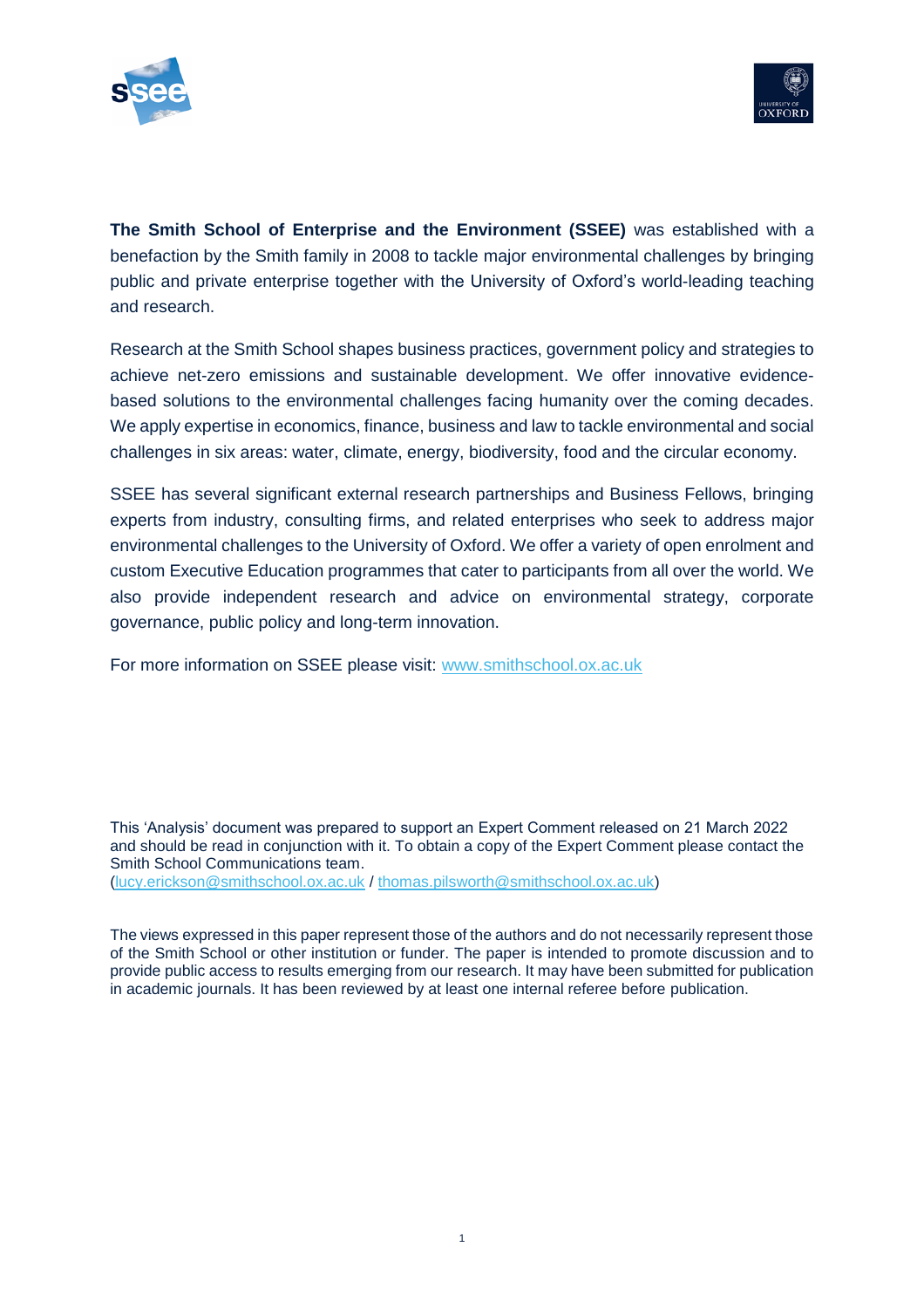**The Smith School of Enterprise and the Environment (SSEE)** was established with a benefaction by the Smith family in 2008 to tackle major environmental challenges by bringing public and private enterprise together with the University of Oxford's world-leading teaching and research.

Research at the Smith School shapes business practices, government policy and strategies to achieve net-zero emissions and sustainable development. We offer innovative evidence-based solutions to the environmental challenges facing humanity over the coming decades. We apply expertise in economics, finance, business and law to tackle environmental and social challenges in six areas: water, climate, energy, biodiversity, food and the circular economy.

SSEE has several significant external research partnerships and Business Fellows, bringing experts from industry, consulting firms, and related enterprises who seek to address major environmental challenges to the University of Oxford. We offer a variety of open enrolment and custom Executive Education programmes that cater to participants from all over the world. We also provide independent research and advice on environmental strategy, corporate governance, public policy and long-term innovation.

For more information on SSEE please visit: www.smithschool.ox.ac.uk

This 'Analysis' document was prepared to support an Expert Comment released on 21 March 2022 and should be read in conjunction with it. To obtain a copy of the Expert Comment please contact the Smith School Communications team.
(lucy.erickson@smithschool.ox.ac.uk / thomas.pilsworth@smithschool.ox.ac.uk)

The views expressed in this paper represent those of the authors and do not necessarily represent those of the Smith School or other institution or funder. The paper is intended to promote discussion and to provide public access to results emerging from our research. It may have been submitted for publication in academic journals. It has been reviewed by at least one internal referee before publication.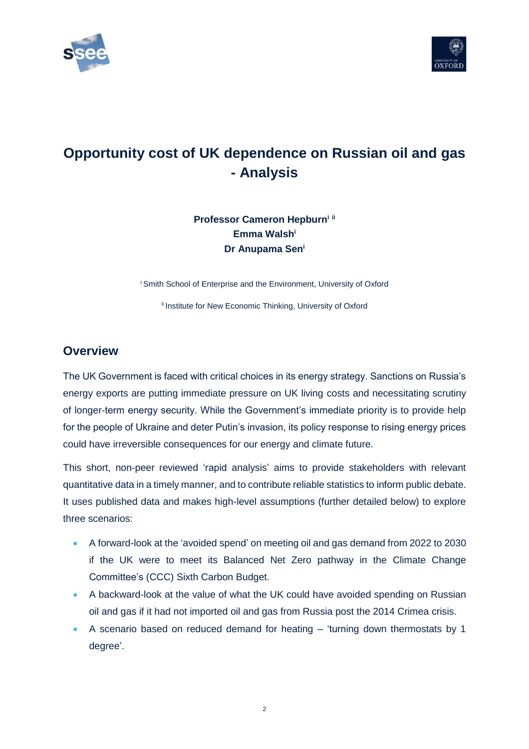# Opportunity cost of UK dependence on Russian oil and gas - Analysis

**Professor Cameron Hepburn[i ii]**
**Emma Walsh[i]**
**Dr Anupama Sen[i]**

[i] Smith School of Enterprise and the Environment, University of Oxford

[ii] Institute for New Economic Thinking, University of Oxford

## Overview

The UK Government is faced with critical choices in its energy strategy. Sanctions on Russia's energy exports are putting immediate pressure on UK living costs and necessitating scrutiny of longer-term energy security. While the Government's immediate priority is to provide help for the people of Ukraine and deter Putin's invasion, its policy response to rising energy prices could have irreversible consequences for our energy and climate future.

This short, non-peer reviewed 'rapid analysis' aims to provide stakeholders with relevant quantitative data in a timely manner, and to contribute reliable statistics to inform public debate. It uses published data and makes high-level assumptions (further detailed below) to explore three scenarios:

- A forward-look at the 'avoided spend' on meeting oil and gas demand from 2022 to 2030 if the UK were to meet its Balanced Net Zero pathway in the Climate Change Committee's (CCC) Sixth Carbon Budget.
- A backward-look at the value of what the UK could have avoided spending on Russian oil and gas if it had not imported oil and gas from Russia post the 2014 Crimea crisis.
- A scenario based on reduced demand for heating – 'turning down thermostats by 1 degree'.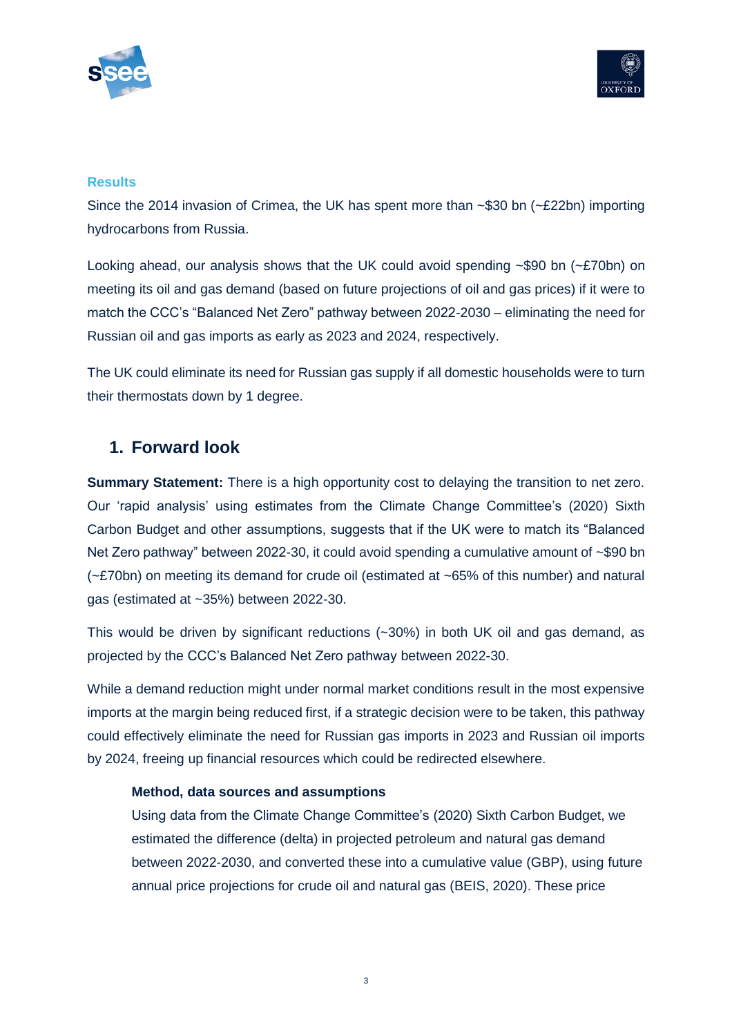**Results**

Since the 2014 invasion of Crimea, the UK has spent more than ~$30 bn (~£22bn) importing hydrocarbons from Russia.

Looking ahead, our analysis shows that the UK could avoid spending ~$90 bn (~£70bn) on meeting its oil and gas demand (based on future projections of oil and gas prices) if it were to match the CCC's "Balanced Net Zero" pathway between 2022-2030 – eliminating the need for Russian oil and gas imports as early as 2023 and 2024, respectively.

The UK could eliminate its need for Russian gas supply if all domestic households were to turn their thermostats down by 1 degree.

## 1. Forward look

**Summary Statement:** There is a high opportunity cost to delaying the transition to net zero. Our 'rapid analysis' using estimates from the Climate Change Committee's (2020) Sixth Carbon Budget and other assumptions, suggests that if the UK were to match its "Balanced Net Zero pathway" between 2022-30, it could avoid spending a cumulative amount of ~$90 bn (~£70bn) on meeting its demand for crude oil (estimated at ~65% of this number) and natural gas (estimated at ~35%) between 2022-30.

This would be driven by significant reductions (~30%) in both UK oil and gas demand, as projected by the CCC's Balanced Net Zero pathway between 2022-30.

While a demand reduction might under normal market conditions result in the most expensive imports at the margin being reduced first, if a strategic decision were to be taken, this pathway could effectively eliminate the need for Russian gas imports in 2023 and Russian oil imports by 2024, freeing up financial resources which could be redirected elsewhere.

**Method, data sources and assumptions**

Using data from the Climate Change Committee's (2020) Sixth Carbon Budget, we estimated the difference (delta) in projected petroleum and natural gas demand between 2022-2030, and converted these into a cumulative value (GBP), using future annual price projections for crude oil and natural gas (BEIS, 2020). These price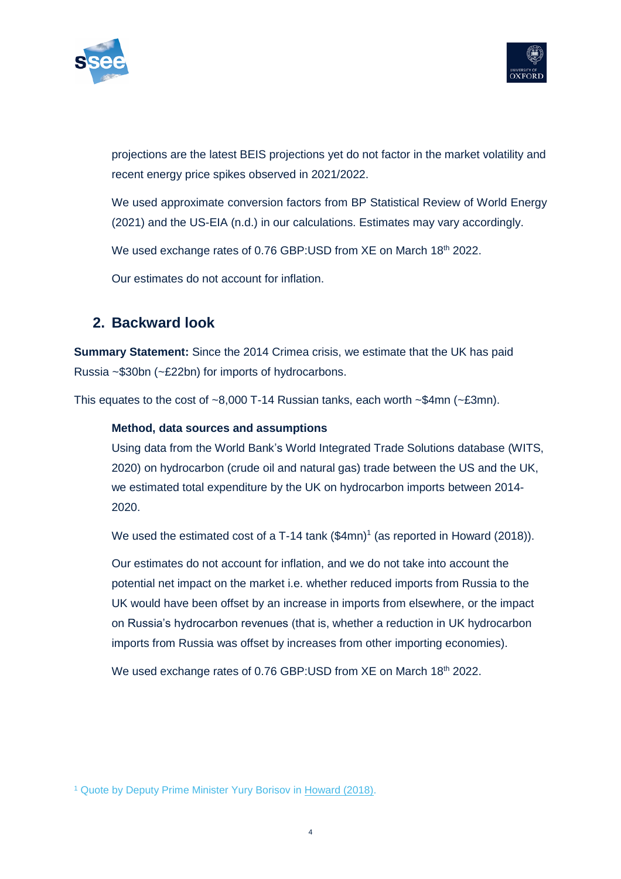projections are the latest BEIS projections yet do not factor in the market volatility and recent energy price spikes observed in 2021/2022.

We used approximate conversion factors from BP Statistical Review of World Energy (2021) and the US-EIA (n.d.) in our calculations. Estimates may vary accordingly.

We used exchange rates of 0.76 GBP:USD from XE on March 18th 2022.

Our estimates do not account for inflation.

## 2. Backward look

**Summary Statement:** Since the 2014 Crimea crisis, we estimate that the UK has paid Russia ~$30bn (~£22bn) for imports of hydrocarbons.

This equates to the cost of ~8,000 T-14 Russian tanks, each worth ~$4mn (~£3mn).

**Method, data sources and assumptions**

Using data from the World Bank's World Integrated Trade Solutions database (WITS, 2020) on hydrocarbon (crude oil and natural gas) trade between the US and the UK, we estimated total expenditure by the UK on hydrocarbon imports between 2014-2020.

We used the estimated cost of a T-14 tank ($4mn)[1] (as reported in Howard (2018)).

Our estimates do not account for inflation, and we do not take into account the potential net impact on the market i.e. whether reduced imports from Russia to the UK would have been offset by an increase in imports from elsewhere, or the impact on Russia's hydrocarbon revenues (that is, whether a reduction in UK hydrocarbon imports from Russia was offset by increases from other importing economies).

We used exchange rates of 0.76 GBP:USD from XE on March 18th 2022.

[1] Quote by Deputy Prime Minister Yury Borisov in Howard (2018).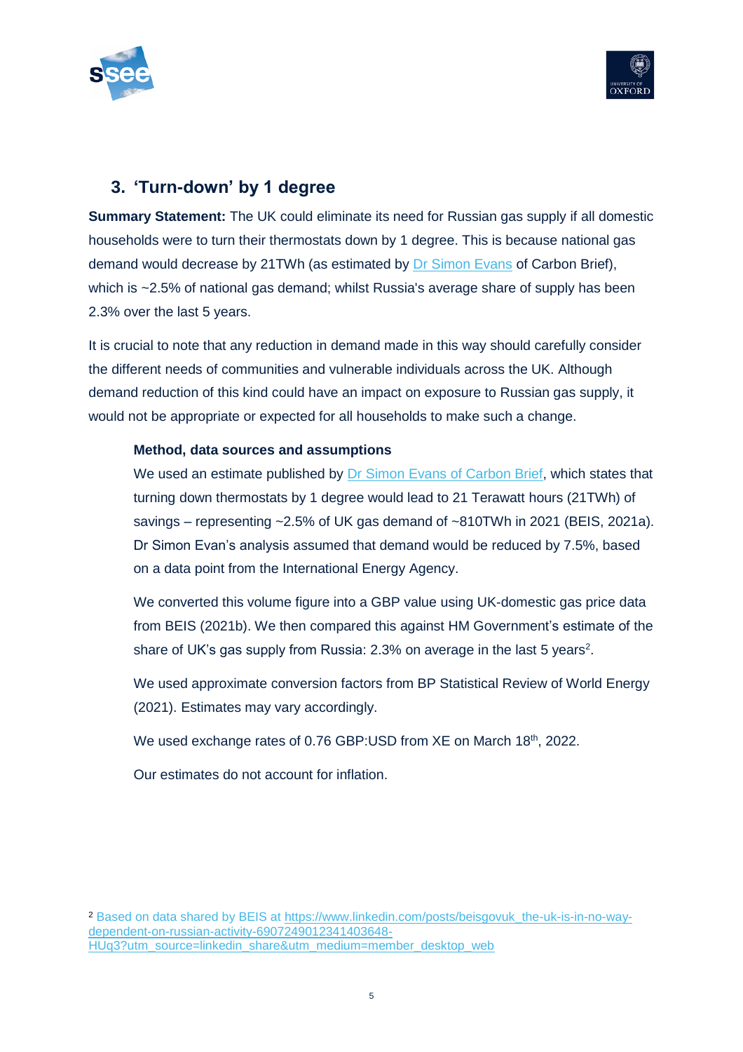## 3. 'Turn-down' by 1 degree

**Summary Statement:** The UK could eliminate its need for Russian gas supply if all domestic households were to turn their thermostats down by 1 degree. This is because national gas demand would decrease by 21TWh (as estimated by Dr Simon Evans of Carbon Brief), which is ~2.5% of national gas demand; whilst Russia's average share of supply has been 2.3% over the last 5 years.

It is crucial to note that any reduction in demand made in this way should carefully consider the different needs of communities and vulnerable individuals across the UK. Although demand reduction of this kind could have an impact on exposure to Russian gas supply, it would not be appropriate or expected for all households to make such a change.

**Method, data sources and assumptions**

We used an estimate published by Dr Simon Evans of Carbon Brief, which states that turning down thermostats by 1 degree would lead to 21 Terawatt hours (21TWh) of savings – representing ~2.5% of UK gas demand of ~810TWh in 2021 (BEIS, 2021a). Dr Simon Evan's analysis assumed that demand would be reduced by 7.5%, based on a data point from the International Energy Agency.

We converted this volume figure into a GBP value using UK-domestic gas price data from BEIS (2021b). We then compared this against HM Government's estimate of the share of UK's gas supply from Russia: 2.3% on average in the last 5 years[2].

We used approximate conversion factors from BP Statistical Review of World Energy (2021). Estimates may vary accordingly.

We used exchange rates of 0.76 GBP:USD from XE on March 18th, 2022.

Our estimates do not account for inflation.

[2] Based on data shared by BEIS at https://www.linkedin.com/posts/beisgovuk_the-uk-is-in-no-way-dependent-on-russian-activity-6907249012341403648-HUq3?utm_source=linkedin_share&utm_medium=member_desktop_web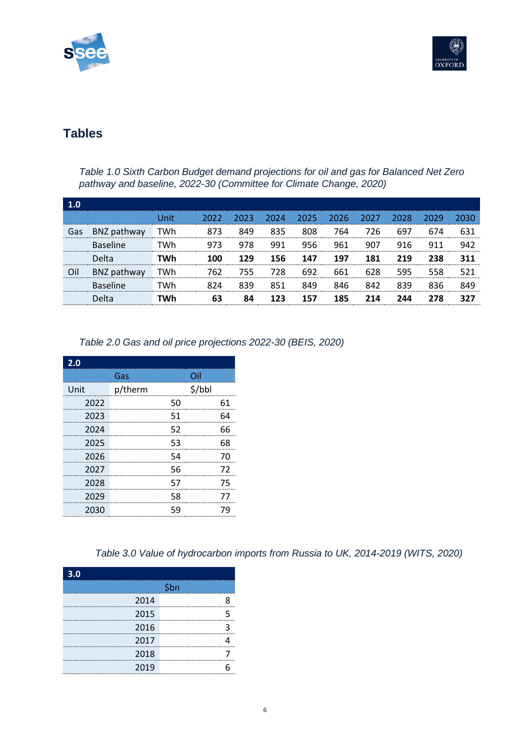## Tables

*Table 1.0 Sixth Carbon Budget demand projections for oil and gas for Balanced Net Zero pathway and baseline, 2022-30 (Committee for Climate Change, 2020)*

| 1.0 | | | | | | | | | | | |
|---|---|---|---|---|---|---|---|---|---|---|---|
| | | Unit | 2022 | 2023 | 2024 | 2025 | 2026 | 2027 | 2028 | 2029 | 2030 |
| Gas | BNZ pathway | TWh | 873 | 849 | 835 | 808 | 764 | 726 | 697 | 674 | 631 |
| | Baseline | TWh | 973 | 978 | 991 | 956 | 961 | 907 | 916 | 911 | 942 |
| | Delta | **TWh** | **100** | **129** | **156** | **147** | **197** | **181** | **219** | **238** | **311** |
| Oil | BNZ pathway | TWh | 762 | 755 | 728 | 692 | 661 | 628 | 595 | 558 | 521 |
| | Baseline | TWh | 824 | 839 | 851 | 849 | 846 | 842 | 839 | 836 | 849 |
| | Delta | **TWh** | **63** | **84** | **123** | **157** | **185** | **214** | **244** | **278** | **327** |

*Table 2.0 Gas and oil price projections 2022-30 (BEIS, 2020)*

| 2.0 | | |
|---|---|---|
| | Gas | Oil |
| Unit | p/therm | $/bbl |
| 2022 | 50 | 61 |
| 2023 | 51 | 64 |
| 2024 | 52 | 66 |
| 2025 | 53 | 68 |
| 2026 | 54 | 70 |
| 2027 | 56 | 72 |
| 2028 | 57 | 75 |
| 2029 | 58 | 77 |
| 2030 | 59 | 79 |

*Table 3.0 Value of hydrocarbon imports from Russia to UK, 2014-2019 (WITS, 2020)*

| 3.0 | |
|---|---|
| | $bn |
| 2014 | 8 |
| 2015 | 5 |
| 2016 | 3 |
| 2017 | 4 |
| 2018 | 7 |
| 2019 | 6 |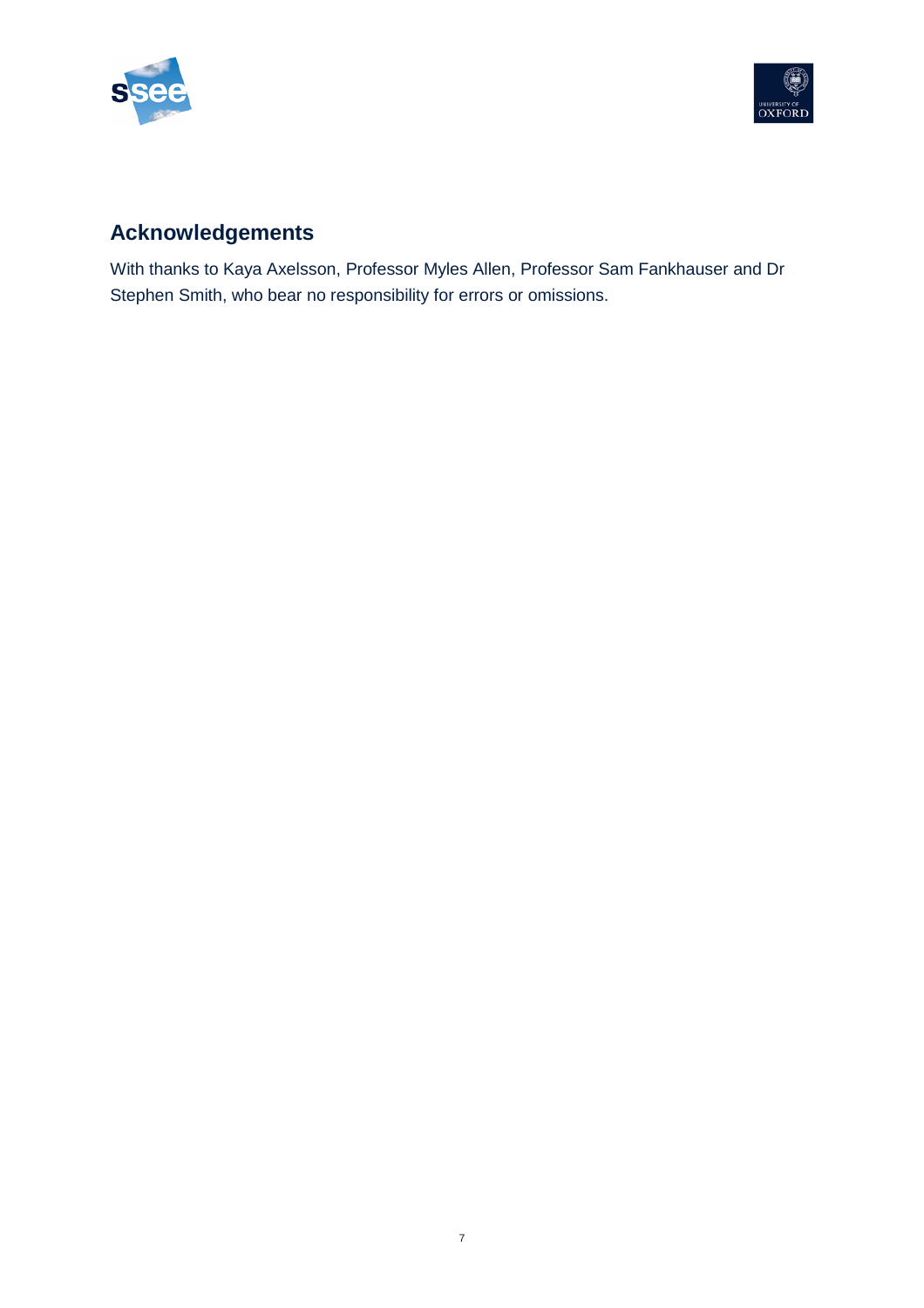## Acknowledgements

With thanks to Kaya Axelsson, Professor Myles Allen, Professor Sam Fankhauser and Dr Stephen Smith, who bear no responsibility for errors or omissions.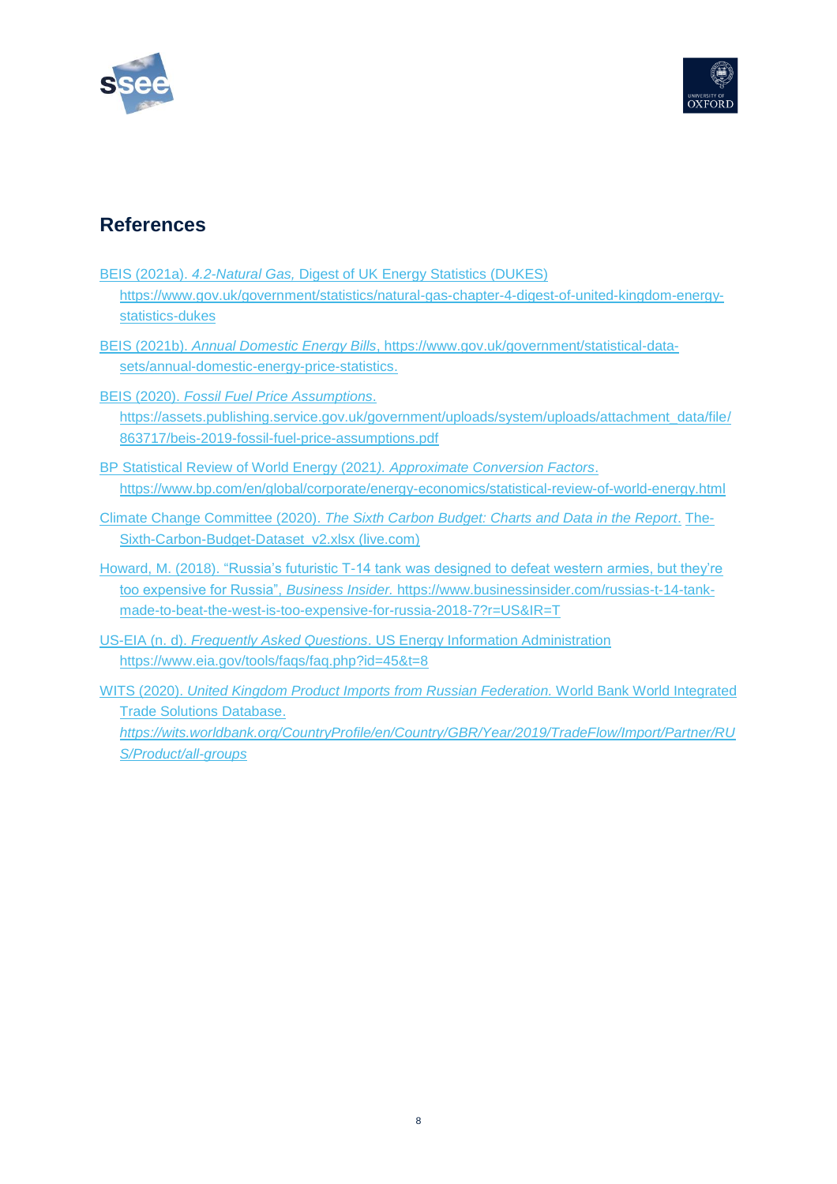## References

BEIS (2021a). *4.2-Natural Gas,* Digest of UK Energy Statistics (DUKES) https://www.gov.uk/government/statistics/natural-gas-chapter-4-digest-of-united-kingdom-energy-statistics-dukes

BEIS (2021b). *Annual Domestic Energy Bills*, https://www.gov.uk/government/statistical-data-sets/annual-domestic-energy-price-statistics.

BEIS (2020). *Fossil Fuel Price Assumptions*. https://assets.publishing.service.gov.uk/government/uploads/system/uploads/attachment_data/file/863717/beis-2019-fossil-fuel-price-assumptions.pdf

BP Statistical Review of World Energy (2021*). Approximate Conversion Factors*. https://www.bp.com/en/global/corporate/energy-economics/statistical-review-of-world-energy.html

Climate Change Committee (2020). *The Sixth Carbon Budget: Charts and Data in the Report*. The-Sixth-Carbon-Budget-Dataset_v2.xlsx (live.com)

Howard, M. (2018). "Russia's futuristic T-14 tank was designed to defeat western armies, but they're too expensive for Russia", *Business Insider.* https://www.businessinsider.com/russias-t-14-tank-made-to-beat-the-west-is-too-expensive-for-russia-2018-7?r=US&IR=T

US-EIA (n. d). *Frequently Asked Questions*. US Energy Information Administration https://www.eia.gov/tools/faqs/faq.php?id=45&t=8

WITS (2020). *United Kingdom Product Imports from Russian Federation.* World Bank World Integrated Trade Solutions Database. *https://wits.worldbank.org/CountryProfile/en/Country/GBR/Year/2019/TradeFlow/Import/Partner/RUS/Product/all-groups*